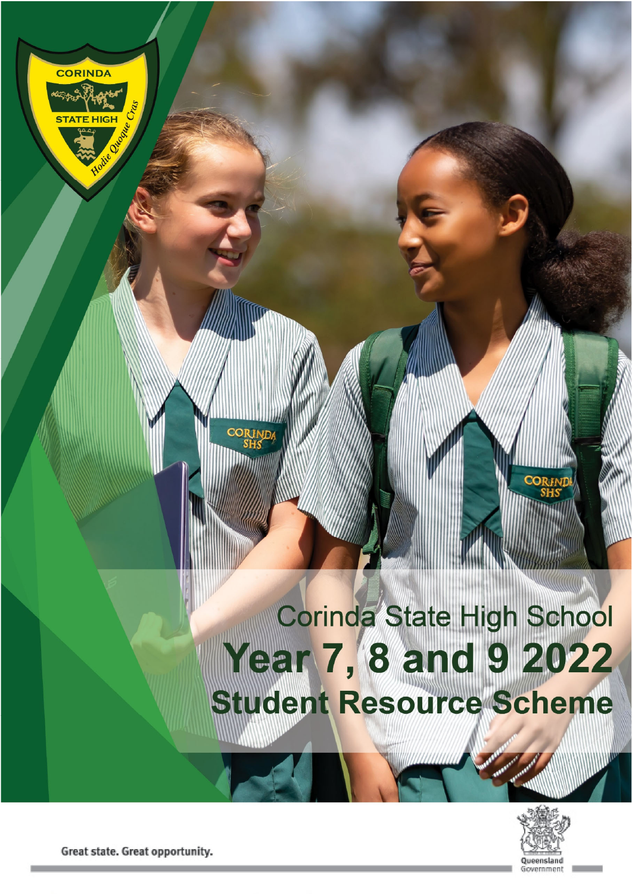Corinda State High School

# Year 7, 8 and 9 2022

## Student Resource Scheme

Great state. Great opportunity.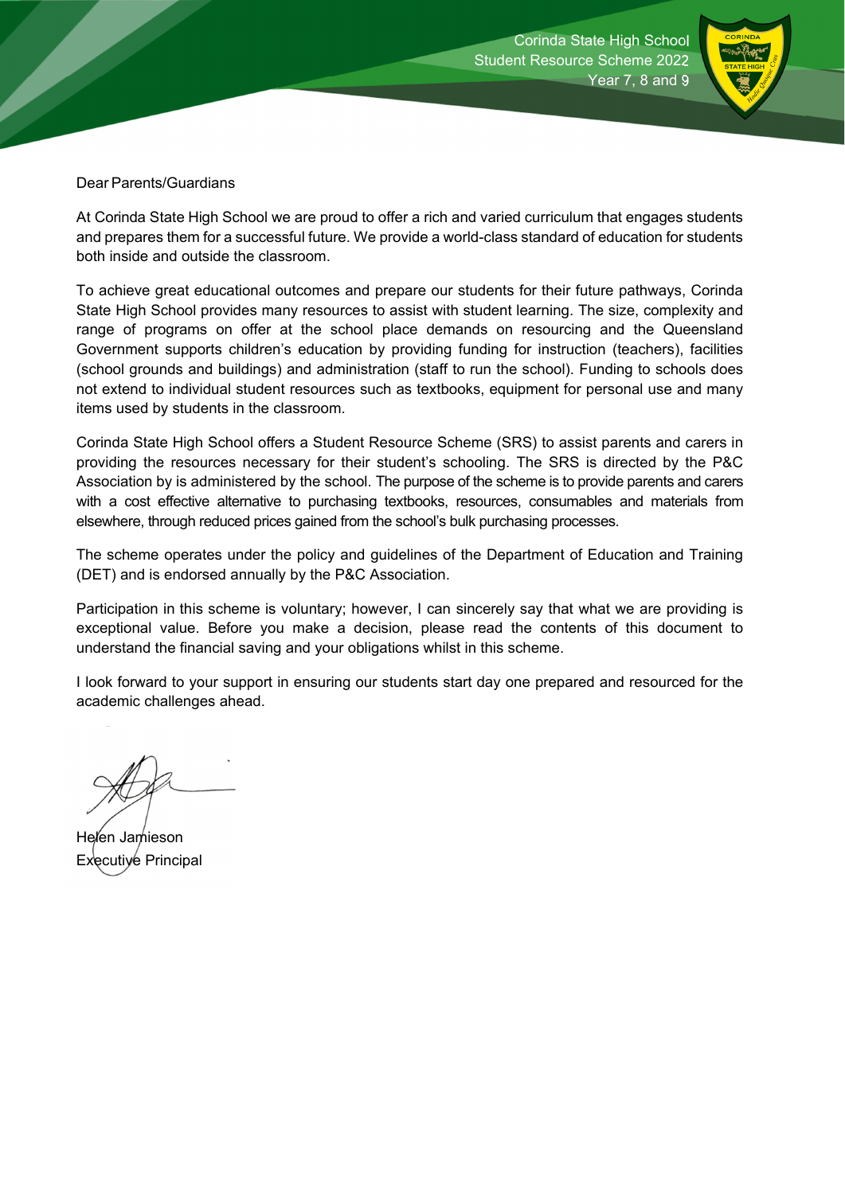Dear Parents/Guardians

At Corinda State High School we are proud to offer a rich and varied curriculum that engages students and prepares them for a successful future. We provide a world-class standard of education for students both inside and outside the classroom.

To achieve great educational outcomes and prepare our students for their future pathways, Corinda State High School provides many resources to assist with student learning. The size, complexity and range of programs on offer at the school place demands on resourcing and the Queensland Government supports children's education by providing funding for instruction (teachers), facilities (school grounds and buildings) and administration (staff to run the school). Funding to schools does not extend to individual student resources such as textbooks, equipment for personal use and many items used by students in the classroom.

Corinda State High School offers a Student Resource Scheme (SRS) to assist parents and carers in providing the resources necessary for their student's schooling. The SRS is directed by the P&C Association by is administered by the school. The purpose of the scheme is to provide parents and carers with a cost effective alternative to purchasing textbooks, resources, consumables and materials from elsewhere, through reduced prices gained from the school's bulk purchasing processes.

The scheme operates under the policy and guidelines of the Department of Education and Training (DET) and is endorsed annually by the P&C Association.

Participation in this scheme is voluntary; however, I can sincerely say that what we are providing is exceptional value. Before you make a decision, please read the contents of this document to understand the financial saving and your obligations whilst in this scheme.

I look forward to your support in ensuring our students start day one prepared and resourced for the academic challenges ahead.

Helen Jamieson
Executive Principal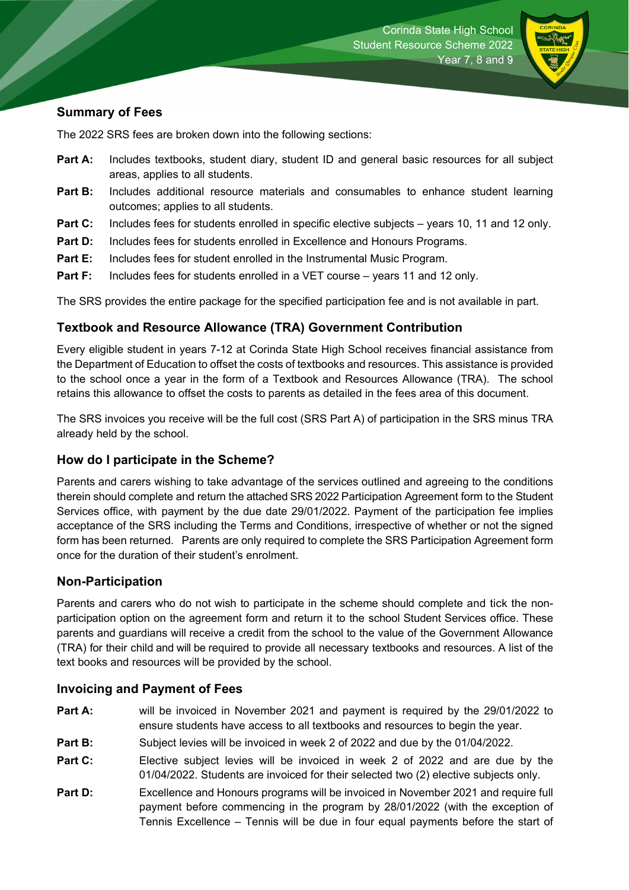## Summary of Fees

The 2022 SRS fees are broken down into the following sections:

- **Part A:** Includes textbooks, student diary, student ID and general basic resources for all subject areas, applies to all students.
- **Part B:** Includes additional resource materials and consumables to enhance student learning outcomes; applies to all students.
- **Part C:** Includes fees for students enrolled in specific elective subjects – years 10, 11 and 12 only.
- **Part D:** Includes fees for students enrolled in Excellence and Honours Programs.
- **Part E:** Includes fees for student enrolled in the Instrumental Music Program.
- **Part F:** Includes fees for students enrolled in a VET course – years 11 and 12 only.

The SRS provides the entire package for the specified participation fee and is not available in part.

## Textbook and Resource Allowance (TRA) Government Contribution

Every eligible student in years 7-12 at Corinda State High School receives financial assistance from the Department of Education to offset the costs of textbooks and resources. This assistance is provided to the school once a year in the form of a Textbook and Resources Allowance (TRA). The school retains this allowance to offset the costs to parents as detailed in the fees area of this document.

The SRS invoices you receive will be the full cost (SRS Part A) of participation in the SRS minus TRA already held by the school.

## How do I participate in the Scheme?

Parents and carers wishing to take advantage of the services outlined and agreeing to the conditions therein should complete and return the attached SRS 2022 Participation Agreement form to the Student Services office, with payment by the due date 29/01/2022. Payment of the participation fee implies acceptance of the SRS including the Terms and Conditions, irrespective of whether or not the signed form has been returned. Parents are only required to complete the SRS Participation Agreement form once for the duration of their student's enrolment.

## Non-Participation

Parents and carers who do not wish to participate in the scheme should complete and tick the non-participation option on the agreement form and return it to the school Student Services office. These parents and guardians will receive a credit from the school to the value of the Government Allowance (TRA) for their child and will be required to provide all necessary textbooks and resources. A list of the text books and resources will be provided by the school.

## Invoicing and Payment of Fees

- **Part A:** will be invoiced in November 2021 and payment is required by the 29/01/2022 to ensure students have access to all textbooks and resources to begin the year.
- **Part B:** Subject levies will be invoiced in week 2 of 2022 and due by the 01/04/2022.
- **Part C:** Elective subject levies will be invoiced in week 2 of 2022 and are due by the 01/04/2022. Students are invoiced for their selected two (2) elective subjects only.
- **Part D:** Excellence and Honours programs will be invoiced in November 2021 and require full payment before commencing in the program by 28/01/2022 (with the exception of Tennis Excellence – Tennis will be due in four equal payments before the start of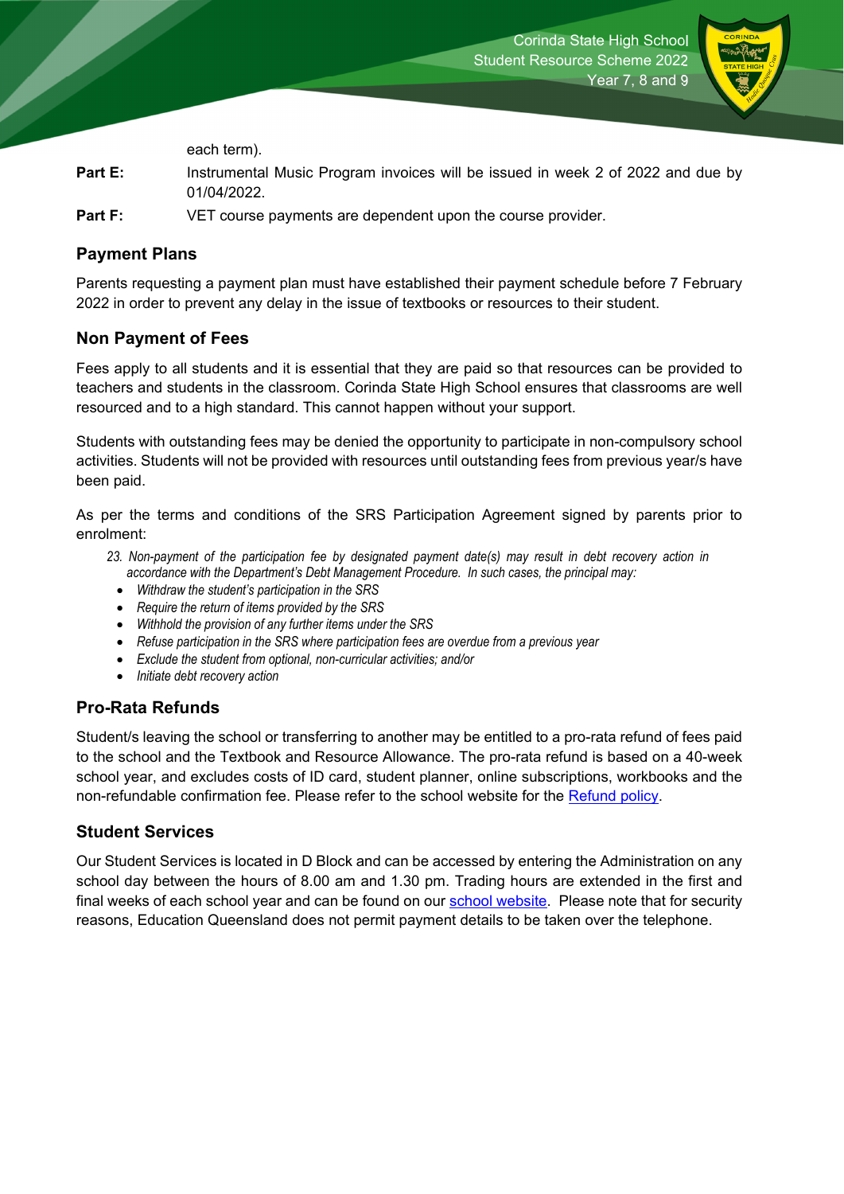each term).

**Part E:** Instrumental Music Program invoices will be issued in week 2 of 2022 and due by 01/04/2022.

**Part F:** VET course payments are dependent upon the course provider.

## Payment Plans

Parents requesting a payment plan must have established their payment schedule before 7 February 2022 in order to prevent any delay in the issue of textbooks or resources to their student.

## Non Payment of Fees

Fees apply to all students and it is essential that they are paid so that resources can be provided to teachers and students in the classroom. Corinda State High School ensures that classrooms are well resourced and to a high standard. This cannot happen without your support.

Students with outstanding fees may be denied the opportunity to participate in non-compulsory school activities. Students will not be provided with resources until outstanding fees from previous year/s have been paid.

As per the terms and conditions of the SRS Participation Agreement signed by parents prior to enrolment:

*23. Non-payment of the participation fee by designated payment date(s) may result in debt recovery action in accordance with the Department's Debt Management Procedure. In such cases, the principal may:*

- *Withdraw the student's participation in the SRS*
- *Require the return of items provided by the SRS*
- *Withhold the provision of any further items under the SRS*
- *Refuse participation in the SRS where participation fees are overdue from a previous year*
- *Exclude the student from optional, non-curricular activities; and/or*
- *Initiate debt recovery action*

## Pro-Rata Refunds

Student/s leaving the school or transferring to another may be entitled to a pro-rata refund of fees paid to the school and the Textbook and Resource Allowance. The pro-rata refund is based on a 40-week school year, and excludes costs of ID card, student planner, online subscriptions, workbooks and the non-refundable confirmation fee. Please refer to the school website for the Refund policy.

## Student Services

Our Student Services is located in D Block and can be accessed by entering the Administration on any school day between the hours of 8.00 am and 1.30 pm. Trading hours are extended in the first and final weeks of each school year and can be found on our school website. Please note that for security reasons, Education Queensland does not permit payment details to be taken over the telephone.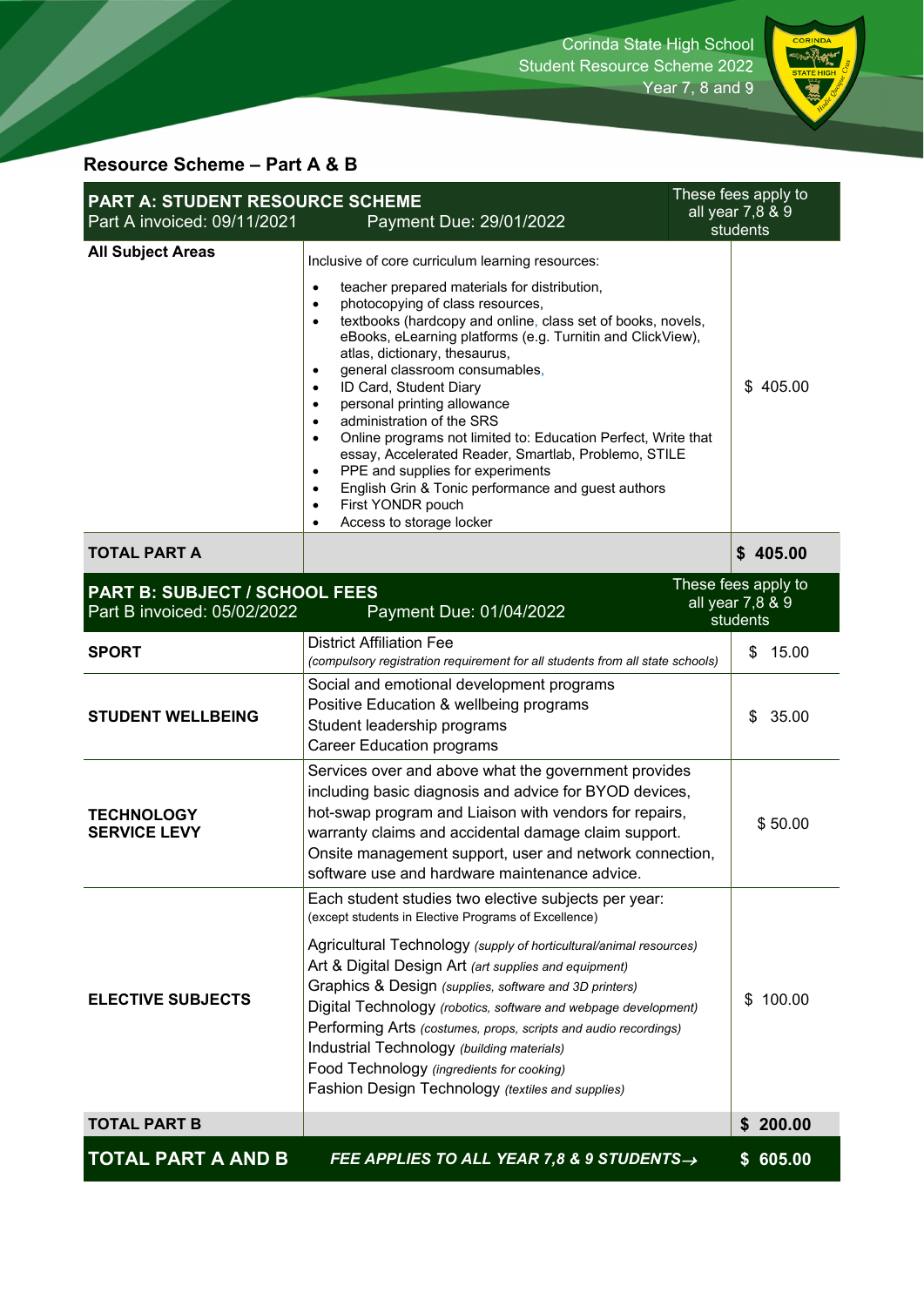Corinda State High School
Student Resource Scheme 2022
Year 7, 8 and 9

## Resource Scheme – Part A & B

| **PART A: STUDENT RESOURCE SCHEME**<br>Part A invoiced: 09/11/2021 | Payment Due: 29/01/2022 | These fees apply to all year 7,8 & 9 students |
|---|---|---|
| **All Subject Areas** | Inclusive of core curriculum learning resources:<br>• teacher prepared materials for distribution,<br>• photocopying of class resources,<br>• textbooks (hardcopy and online, class set of books, novels, eBooks, eLearning platforms (e.g. Turnitin and ClickView), atlas, dictionary, thesaurus,<br>• general classroom consumables,<br>• ID Card, Student Diary<br>• personal printing allowance<br>• administration of the SRS<br>• Online programs not limited to: Education Perfect, Write that essay, Accelerated Reader, Smartlab, Problemo, STILE<br>• PPE and supplies for experiments<br>• English Grin & Tonic performance and guest authors<br>• First YONDR pouch<br>• Access to storage locker | $ 405.00 |
| **TOTAL PART A** | | **$ 405.00** |
| **PART B: SUBJECT / SCHOOL FEES**<br>Part B invoiced: 05/02/2022 | Payment Due: 01/04/2022 | These fees apply to all year 7,8 & 9 students |
| **SPORT** | District Affiliation Fee<br>*(compulsory registration requirement for all students from all state schools)* | $ 15.00 |
| **STUDENT WELLBEING** | Social and emotional development programs<br>Positive Education & wellbeing programs<br>Student leadership programs<br>Career Education programs | $ 35.00 |
| **TECHNOLOGY SERVICE LEVY** | Services over and above what the government provides including basic diagnosis and advice for BYOD devices, hot-swap program and Liaison with vendors for repairs, warranty claims and accidental damage claim support. Onsite management support, user and network connection, software use and hardware maintenance advice. | $ 50.00 |
| **ELECTIVE SUBJECTS** | Each student studies two elective subjects per year:<br>(except students in Elective Programs of Excellence)<br>Agricultural Technology *(supply of horticultural/animal resources)*<br>Art & Digital Design Art *(art supplies and equipment)*<br>Graphics & Design *(supplies, software and 3D printers)*<br>Digital Technology *(robotics, software and webpage development)*<br>Performing Arts *(costumes, props, scripts and audio recordings)*<br>Industrial Technology *(building materials)*<br>Food Technology *(ingredients for cooking)*<br>Fashion Design Technology *(textiles and supplies)* | $ 100.00 |
| **TOTAL PART B** | | **$ 200.00** |
| **TOTAL PART A AND B** | ***FEE APPLIES TO ALL YEAR 7,8 & 9 STUDENTS→*** | **$ 605.00** |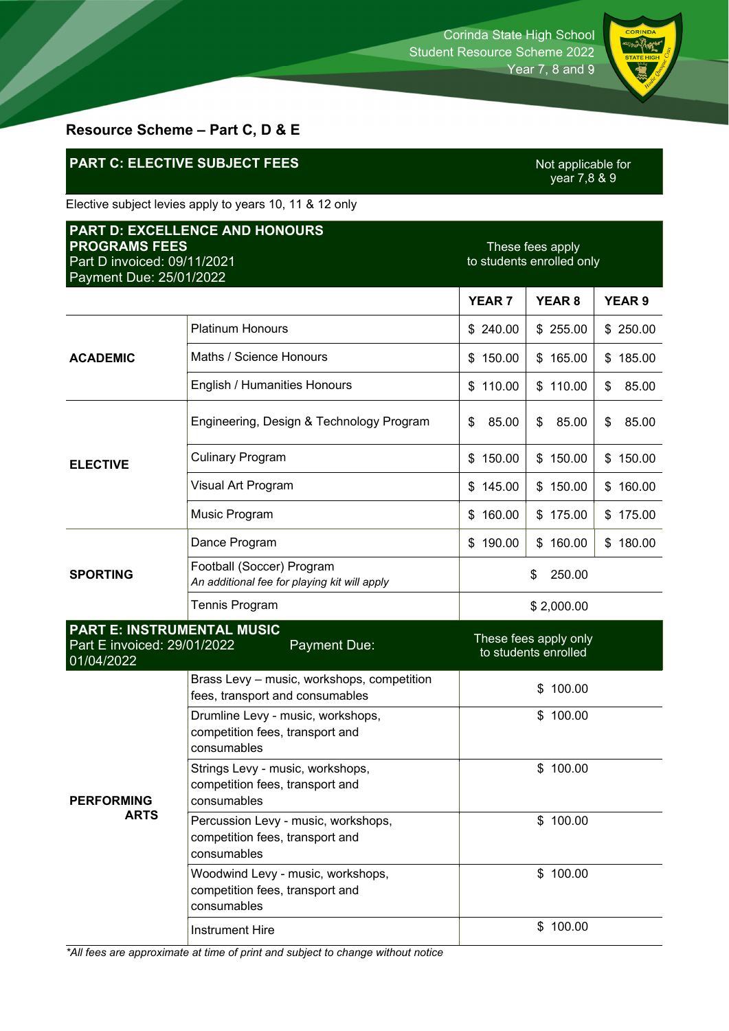## Resource Scheme – Part C, D & E

| PART C: ELECTIVE SUBJECT FEES | Not applicable for year 7,8 & 9 |
|---|---|

Elective subject levies apply to years 10, 11 & 12 only

| **PART D: EXCELLENCE AND HONOURS PROGRAMS FEES** Part D invoiced: 09/11/2021 Payment Due: 25/01/2022 | | These fees apply to students enrolled only | | |
|---|---|---|---|---|
| | | **YEAR 7** | **YEAR 8** | **YEAR 9** |
| **ACADEMIC** | Platinum Honours | $ 240.00 | $ 255.00 | $ 250.00 |
| | Maths / Science Honours | $ 150.00 | $ 165.00 | $ 185.00 |
| | English / Humanities Honours | $ 110.00 | $ 110.00 | $ 85.00 |
| **ELECTIVE** | Engineering, Design & Technology Program | $ 85.00 | $ 85.00 | $ 85.00 |
| | Culinary Program | $ 150.00 | $ 150.00 | $ 150.00 |
| | Visual Art Program | $ 145.00 | $ 150.00 | $ 160.00 |
| | Music Program | $ 160.00 | $ 175.00 | $ 175.00 |
| **SPORTING** | Dance Program | $ 190.00 | $ 160.00 | $ 180.00 |
| | Football (Soccer) Program *An additional fee for playing kit will apply* | $ 250.00 | | |
| | Tennis Program | $ 2,000.00 | | |

| **PART E: INSTRUMENTAL MUSIC** Part E invoiced: 29/01/2022 Payment Due: 01/04/2022 | | These fees apply only to students enrolled |
|---|---|---|
| **PERFORMING ARTS** | Brass Levy – music, workshops, competition fees, transport and consumables | $ 100.00 |
| | Drumline Levy - music, workshops, competition fees, transport and consumables | $ 100.00 |
| | Strings Levy - music, workshops, competition fees, transport and consumables | $ 100.00 |
| | Percussion Levy - music, workshops, competition fees, transport and consumables | $ 100.00 |
| | Woodwind Levy - music, workshops, competition fees, transport and consumables | $ 100.00 |
| | Instrument Hire | $ 100.00 |

*\*All fees are approximate at time of print and subject to change without notice*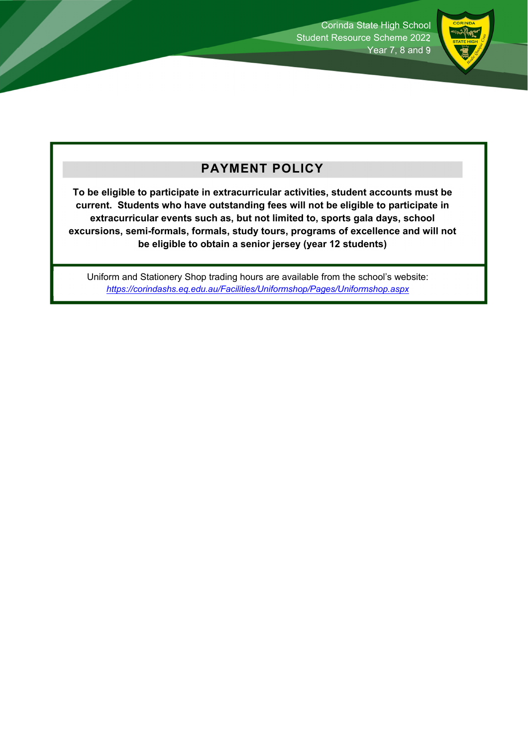## PAYMENT POLICY

**To be eligible to participate in extracurricular activities, student accounts must be current. Students who have outstanding fees will not be eligible to participate in extracurricular events such as, but not limited to, sports gala days, school excursions, semi-formals, formals, study tours, programs of excellence and will not be eligible to obtain a senior jersey (year 12 students)**

Uniform and Stationery Shop trading hours are available from the school's website:
*https://corindashs.eq.edu.au/Facilities/Uniformshop/Pages/Uniformshop.aspx*